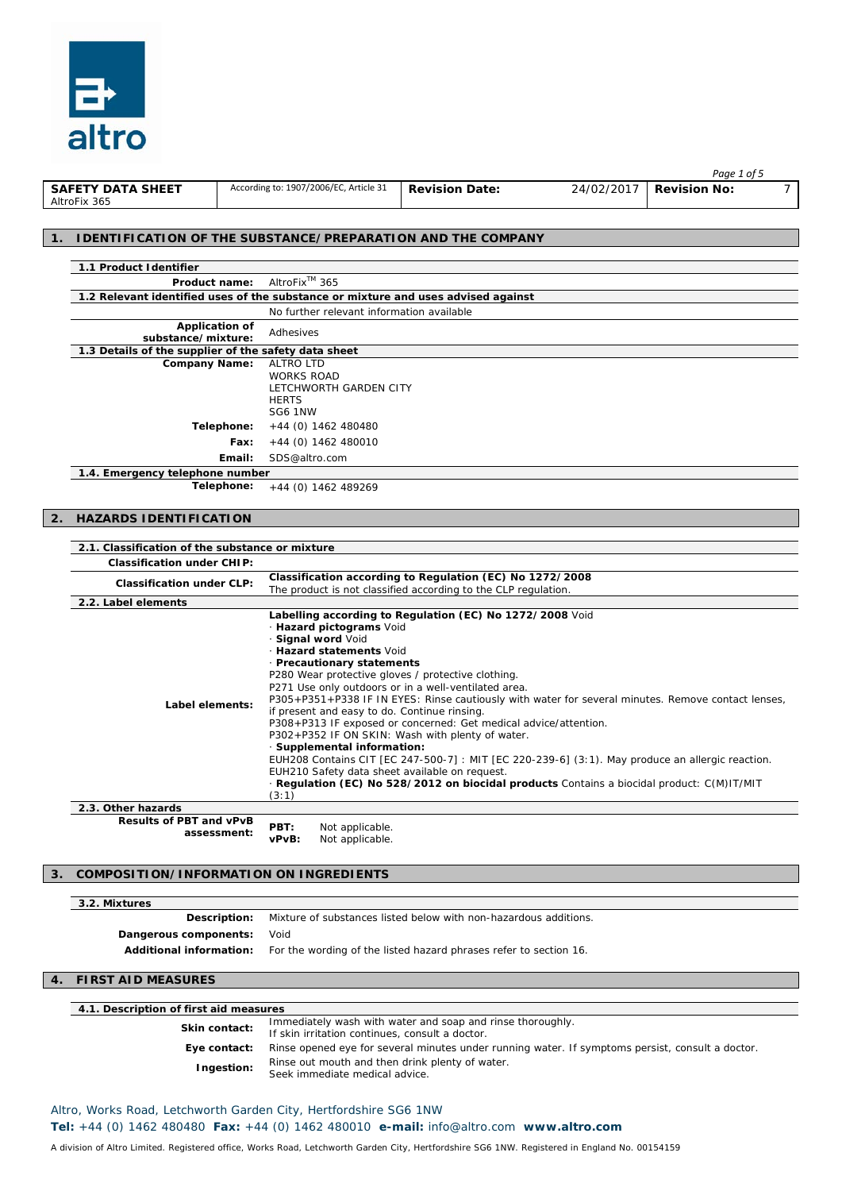| SAFETY DATA SHEET AltroFix 365 | According to: 1907/2006/EC, Article 31 | Revision Date: | 24/02/2017 | Revision No: | 7 |
|---|---|---|---|---|---|

## 1. IDENTIFICATION OF THE SUBSTANCE/PREPARATION AND THE COMPANY

### 1.1 Product Identifier

**Product name:** AltroFix™ 365

### 1.2 Relevant identified uses of the substance or mixture and uses advised against

No further relevant information available

**Application of substance/mixture:** Adhesives

### 1.3 Details of the supplier of the safety data sheet

**Company Name:** ALTRO LTD
WORKS ROAD
LETCHWORTH GARDEN CITY
HERTS
SG6 1NW

**Telephone:** +44 (0) 1462 480480

**Fax:** +44 (0) 1462 480010

**Email:** SDS@altro.com

### 1.4. Emergency telephone number

**Telephone:** +44 (0) 1462 489269

## 2. HAZARDS IDENTIFICATION

### 2.1. Classification of the substance or mixture

**Classification under CHIP:**

**Classification under CLP:** **Classification according to Regulation (EC) No 1272/2008**
The product is not classified according to the CLP regulation.

### 2.2. Label elements

**Label elements:**

**Labelling according to Regulation (EC) No 1272/2008** Void
· **Hazard pictograms** Void
· **Signal word** Void
· **Hazard statements** Void
· **Precautionary statements**
P280 Wear protective gloves / protective clothing.
P271 Use only outdoors or in a well-ventilated area.
P305+P351+P338 IF IN EYES: Rinse cautiously with water for several minutes. Remove contact lenses, if present and easy to do. Continue rinsing.
P308+P313 IF exposed or concerned: Get medical advice/attention.
P302+P352 IF ON SKIN: Wash with plenty of water.
· **Supplemental information:**
EUH208 Contains CIT [EC 247-500-7] : MIT [EC 220-239-6] (3:1). May produce an allergic reaction.
EUH210 Safety data sheet available on request.
· **Regulation (EC) No 528/2012 on biocidal products** Contains a biocidal product: C(M)IT/MIT (3:1)

### 2.3. Other hazards

**Results of PBT and vPvB assessment:**
**PBT:** Not applicable.
**vPvB:** Not applicable.

## 3. COMPOSITION/INFORMATION ON INGREDIENTS

### 3.2. Mixtures

**Description:** Mixture of substances listed below with non-hazardous additions.

**Dangerous components:** Void

**Additional information:** For the wording of the listed hazard phrases refer to section 16.

## 4. FIRST AID MEASURES

### 4.1. Description of first aid measures

**Skin contact:** Immediately wash with water and soap and rinse thoroughly.
If skin irritation continues, consult a doctor.

**Eye contact:** Rinse opened eye for several minutes under running water. If symptoms persist, consult a doctor.

**Ingestion:** Rinse out mouth and then drink plenty of water.
Seek immediate medical advice.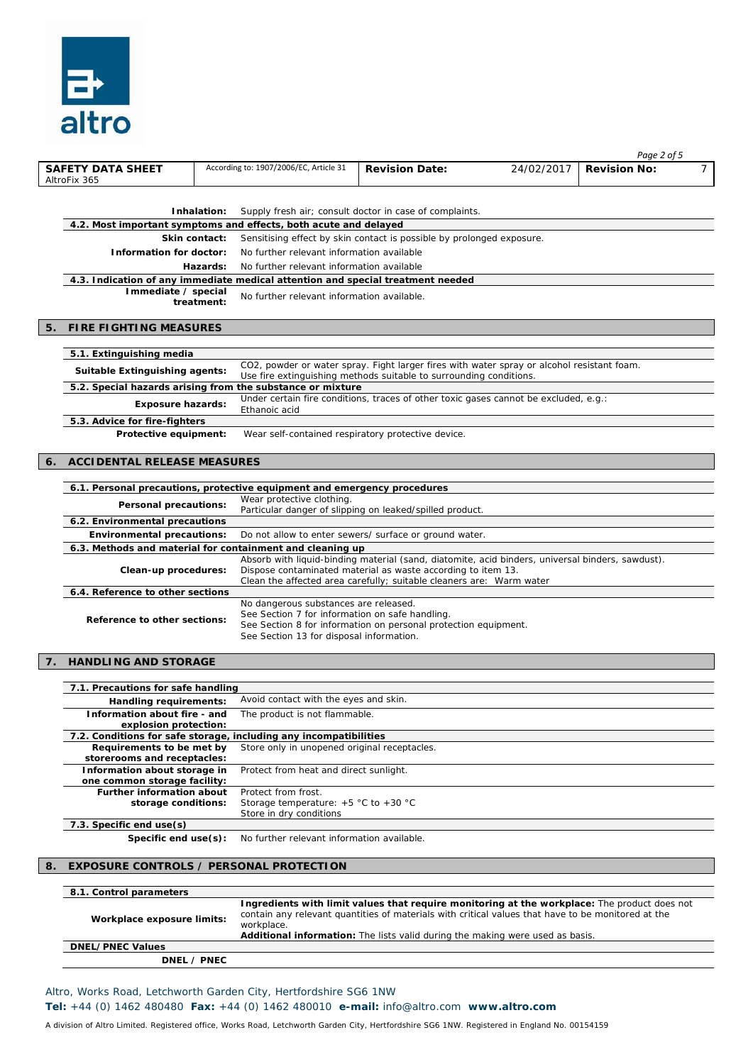| | |
|---|---|
| **Inhalation:** | Supply fresh air; consult doctor in case of complaints. |

**4.2. Most important symptoms and effects, both acute and delayed**

| | |
|---|---|
| **Skin contact:** | Sensitising effect by skin contact is possible by prolonged exposure. |
| **Information for doctor:** | No further relevant information available |
| **Hazards:** | No further relevant information available |

**4.3. Indication of any immediate medical attention and special treatment needed**

| | |
|---|---|
| **Immediate / special treatment:** | No further relevant information available. |

## 5. FIRE FIGHTING MEASURES

**5.1. Extinguishing media**

| | |
|---|---|
| **Suitable Extinguishing agents:** | $CO_2$, powder or water spray. Fight larger fires with water spray or alcohol resistant foam. Use fire extinguishing methods suitable to surrounding conditions. |

**5.2. Special hazards arising from the substance or mixture**

| | |
|---|---|
| **Exposure hazards:** | Under certain fire conditions, traces of other toxic gases cannot be excluded, e.g.: Ethanoic acid |

**5.3. Advice for fire-fighters**

| | |
|---|---|
| **Protective equipment:** | Wear self-contained respiratory protective device. |

## 6. ACCIDENTAL RELEASE MEASURES

**6.1. Personal precautions, protective equipment and emergency procedures**

| | |
|---|---|
| **Personal precautions:** | Wear protective clothing.<br>Particular danger of slipping on leaked/spilled product. |

**6.2. Environmental precautions**

| | |
|---|---|
| **Environmental precautions:** | Do not allow to enter sewers/ surface or ground water. |

**6.3. Methods and material for containment and cleaning up**

| | |
|---|---|
| **Clean-up procedures:** | Absorb with liquid-binding material (sand, diatomite, acid binders, universal binders, sawdust).<br>Dispose contaminated material as waste according to item 13.<br>Clean the affected area carefully; suitable cleaners are: Warm water |

**6.4. Reference to other sections**

| | |
|---|---|
| **Reference to other sections:** | No dangerous substances are released.<br>See Section 7 for information on safe handling.<br>See Section 8 for information on personal protection equipment.<br>See Section 13 for disposal information. |

## 7. HANDLING AND STORAGE

**7.1. Precautions for safe handling**

| | |
|---|---|
| **Handling requirements:** | Avoid contact with the eyes and skin. |
| **Information about fire - and explosion protection:** | The product is not flammable. |

**7.2. Conditions for safe storage, including any incompatibilities**

| | |
|---|---|
| **Requirements to be met by storerooms and receptacles:** | Store only in unopened original receptacles. |
| **Information about storage in one common storage facility:** | Protect from heat and direct sunlight. |
| **Further information about storage conditions:** | Protect from frost.<br>Storage temperature: +5 °C to +30 °C<br>Store in dry conditions |

**7.3. Specific end use(s)**

| | |
|---|---|
| **Specific end use(s):** | No further relevant information available. |

## 8. EXPOSURE CONTROLS / PERSONAL PROTECTION

**8.1. Control parameters**

| | |
|---|---|
| **Workplace exposure limits:** | **Ingredients with limit values that require monitoring at the workplace:** The product does not contain any relevant quantities of materials with critical values that have to be monitored at the workplace.<br>**Additional information:** The lists valid during the making were used as basis. |

**DNEL/PNEC Values**

| | |
|---|---|
| **DNEL / PNEC** | |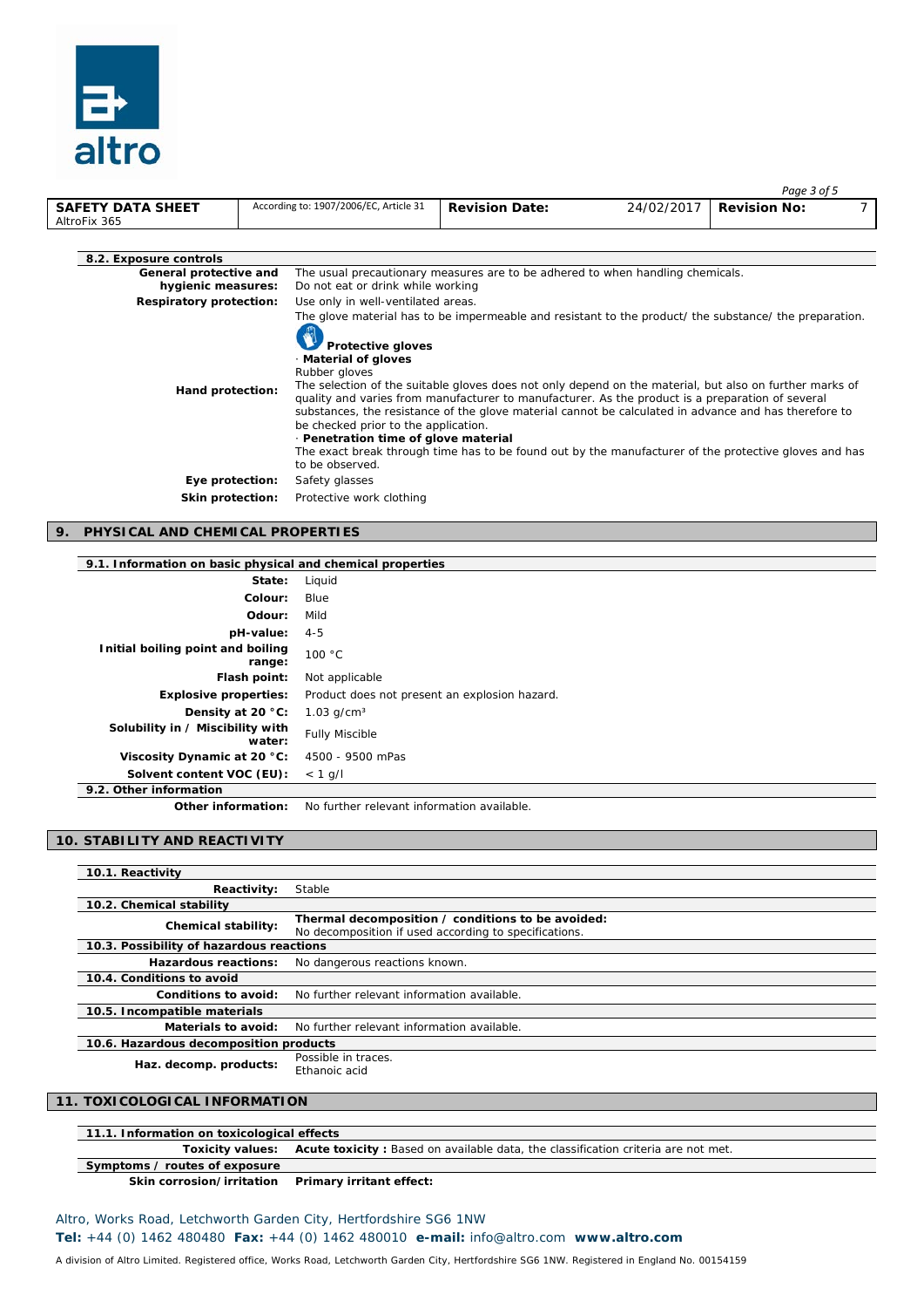### 8.2. Exposure controls

| | |
|---|---|
| **General protective and hygienic measures:** | The usual precautionary measures are to be adhered to when handling chemicals. Do not eat or drink while working |
| **Respiratory protection:** | Use only in well-ventilated areas. |
| **Hand protection:** | The glove material has to be impermeable and resistant to the product/ the substance/ the preparation. **Protective gloves** · **Material of gloves** Rubber gloves The selection of the suitable gloves does not only depend on the material, but also on further marks of quality and varies from manufacturer to manufacturer. As the product is a preparation of several substances, the resistance of the glove material cannot be calculated in advance and has therefore to be checked prior to the application. · **Penetration time of glove material** The exact break through time has to be found out by the manufacturer of the protective gloves and has to be observed. |
| **Eye protection:** | Safety glasses |
| **Skin protection:** | Protective work clothing |

## 9. PHYSICAL AND CHEMICAL PROPERTIES

### 9.1. Information on basic physical and chemical properties

| | |
|---|---|
| **State:** | Liquid |
| **Colour:** | Blue |
| **Odour:** | Mild |
| **pH-value:** | 4-5 |
| **Initial boiling point and boiling range:** | 100 °C |
| **Flash point:** | Not applicable |
| **Explosive properties:** | Product does not present an explosion hazard. |
| **Density at 20 °C:** | 1.03 g/cm³ |
| **Solubility in / Miscibility with water:** | Fully Miscible |
| **Viscosity Dynamic at 20 °C:** | 4500 - 9500 mPas |
| **Solvent content VOC (EU):** | < 1 g/l |

### 9.2. Other information

| | |
|---|---|
| **Other information:** | No further relevant information available. |

## 10. STABILITY AND REACTIVITY

### 10.1. Reactivity

| | |
|---|---|
| **Reactivity:** | Stable |

### 10.2. Chemical stability

| | |
|---|---|
| **Chemical stability:** | **Thermal decomposition / conditions to be avoided:** No decomposition if used according to specifications. |

### 10.3. Possibility of hazardous reactions

| | |
|---|---|
| **Hazardous reactions:** | No dangerous reactions known. |

### 10.4. Conditions to avoid

| | |
|---|---|
| **Conditions to avoid:** | No further relevant information available. |

### 10.5. Incompatible materials

| | |
|---|---|
| **Materials to avoid:** | No further relevant information available. |

### 10.6. Hazardous decomposition products

| | |
|---|---|
| **Haz. decomp. products:** | Possible in traces. Ethanoic acid |

## 11. TOXICOLOGICAL INFORMATION

### 11.1. Information on toxicological effects

| | |
|---|---|
| **Toxicity values:** | **Acute toxicity :** Based on available data, the classification criteria are not met. |

### Symptoms / routes of exposure

| | |
|---|---|
| **Skin corrosion/irritation** | **Primary irritant effect:** |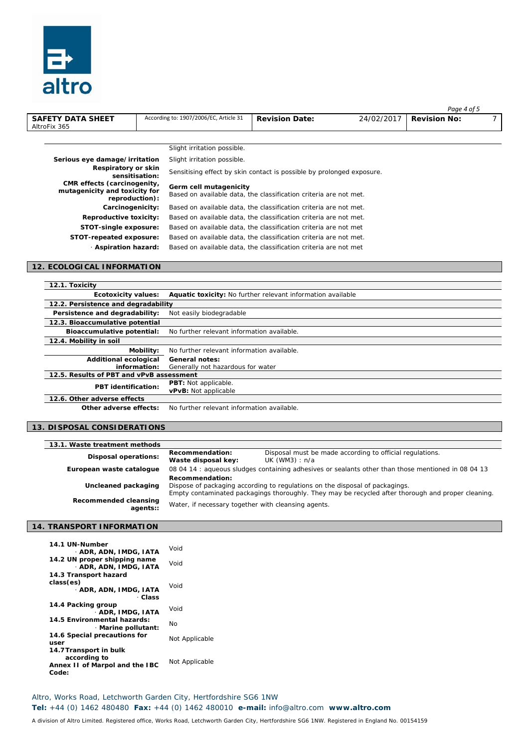| | |
|---|---|
| | Slight irritation possible. |
| **Serious eye damage/irritation** | Slight irritation possible. |
| **Respiratory or skin sensitisation:** | Sensitising effect by skin contact is possible by prolonged exposure. |
| **CMR effects (carcinogenity, mutagenicity and toxicity for reproduction):** | **Germ cell mutagenicity**<br>Based on available data, the classification criteria are not met. |
| **Carcinogenicity:** | Based on available data, the classification criteria are not met. |
| **Reproductive toxicity:** | Based on available data, the classification criteria are not met. |
| **STOT-single exposure:** | Based on available data, the classification criteria are not met |
| **STOT-repeated exposure:** | Based on available data, the classification criteria are not met. |
| · **Aspiration hazard:** | Based on available data, the classification criteria are not met |

## 12. ECOLOGICAL INFORMATION

| | |
|---|---|
| **12.1. Toxicity** | |
| **Ecotoxicity values:** | **Aquatic toxicity:** No further relevant information available |
| **12.2. Persistence and degradability** | |
| **Persistence and degradability:** | Not easily biodegradable |
| **12.3. Bioaccumulative potential** | |
| **Bioaccumulative potential:** | No further relevant information available. |
| **12.4. Mobility in soil** | |
| **Mobility:** | No further relevant information available. |
| **Additional ecological information:** | **General notes:**<br>Generally not hazardous for water |
| **12.5. Results of PBT and vPvB assessment** | |
| **PBT identification:** | **PBT:** Not applicable.<br>**vPvB:** Not applicable |
| **12.6. Other adverse effects** | |
| **Other adverse effects:** | No further relevant information available. |

## 13. DISPOSAL CONSIDERATIONS

| | |
|---|---|
| **13.1. Waste treatment methods** | |
| **Disposal operations:** | **Recommendation:** Disposal must be made according to official regulations.<br>**Waste disposal key:** UK (WM3) : n/a |
| **European waste catalogue** | 08 04 14 : aqueous sludges containing adhesives or sealants other than those mentioned in 08 04 13 |
| **Uncleaned packaging** | **Recommendation:**<br>Dispose of packaging according to regulations on the disposal of packagings.<br>Empty contaminated packagings thoroughly. They may be recycled after thorough and proper cleaning. |
| **Recommended cleansing agents::** | Water, if necessary together with cleansing agents. |

## 14. TRANSPORT INFORMATION

| | |
|---|---|
| **14.1 UN-Number** · **ADR, ADN, IMDG, IATA** | Void |
| **14.2 UN proper shipping name** · **ADR, ADN, IMDG, IATA** | Void |
| **14.3 Transport hazard class(es)** · **ADR, ADN, IMDG, IATA** · **Class** | Void |
| **14.4 Packing group** · **ADR, IMDG, IATA** | Void |
| **14.5 Environmental hazards:** · **Marine pollutant:** | No |
| **14.6 Special precautions for user** | Not Applicable |
| **14.7 Transport in bulk according to Annex II of Marpol and the IBC Code:** | Not Applicable |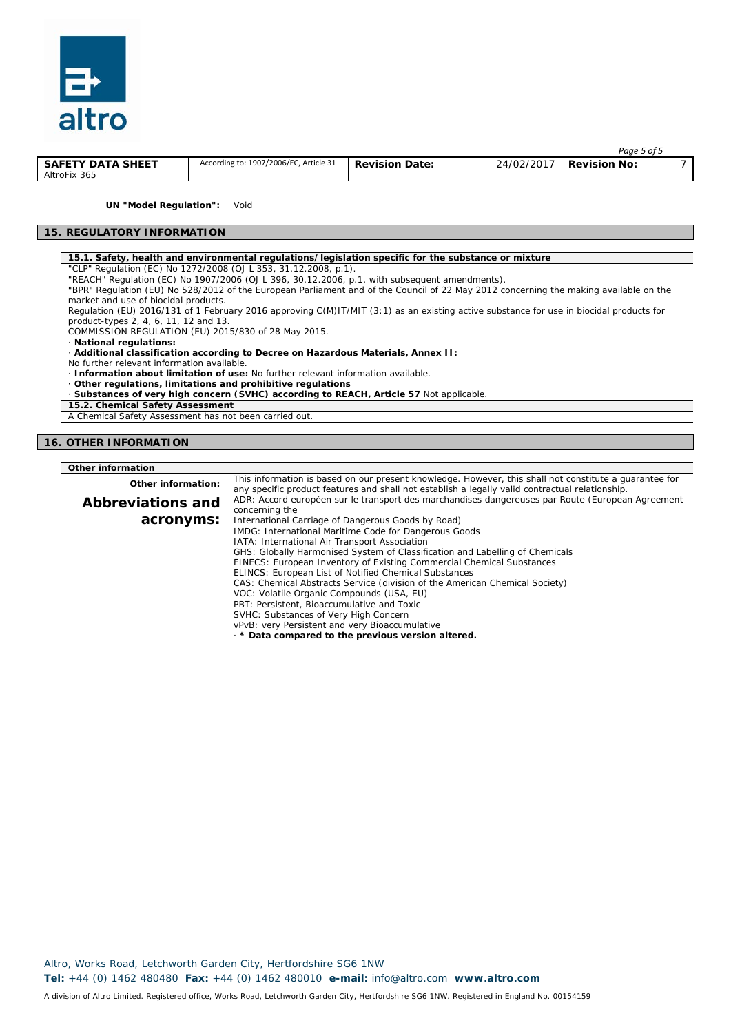**UN "Model Regulation":** Void

## 15. REGULATORY INFORMATION

**15.1. Safety, health and environmental regulations/legislation specific for the substance or mixture**

"CLP" Regulation (EC) No 1272/2008 (OJ L 353, 31.12.2008, p.1).
"REACH" Regulation (EC) No 1907/2006 (OJ L 396, 30.12.2006, p.1, with subsequent amendments).
"BPR" Regulation (EU) No 528/2012 of the European Parliament and of the Council of 22 May 2012 concerning the making available on the market and use of biocidal products.
Regulation (EU) 2016/131 of 1 February 2016 approving C(M)IT/MIT (3:1) as an existing active substance for use in biocidal products for product-types 2, 4, 6, 11, 12 and 13.
COMMISSION REGULATION (EU) 2015/830 of 28 May 2015.

· **National regulations:**
· **Additional classification according to Decree on Hazardous Materials, Annex II:**
No further relevant information available.
· **Information about limitation of use:** No further relevant information available.
· **Other regulations, limitations and prohibitive regulations**
· **Substances of very high concern (SVHC) according to REACH, Article 57** Not applicable.

**15.2. Chemical Safety Assessment**

A Chemical Safety Assessment has not been carried out.

## 16. OTHER INFORMATION

**Other information**

**Other information:** This information is based on our present knowledge. However, this shall not constitute a guarantee for any specific product features and shall not establish a legally valid contractual relationship.

**Abbreviations and acronyms:**
ADR: Accord européen sur le transport des marchandises dangereuses par Route (European Agreement concerning the International Carriage of Dangerous Goods by Road)
IMDG: International Maritime Code for Dangerous Goods
IATA: International Air Transport Association
GHS: Globally Harmonised System of Classification and Labelling of Chemicals
EINECS: European Inventory of Existing Commercial Chemical Substances
ELINCS: European List of Notified Chemical Substances
CAS: Chemical Abstracts Service (division of the American Chemical Society)
VOC: Volatile Organic Compounds (USA, EU)
PBT: Persistent, Bioaccumulative and Toxic
SVHC: Substances of Very High Concern
vPvB: very Persistent and very Bioaccumulative
· **\* Data compared to the previous version altered.**

Altro, Works Road, Letchworth Garden City, Hertfordshire SG6 1NW
**Tel:** +44 (0) 1462 480480 **Fax:** +44 (0) 1462 480010 **e-mail:** info@altro.com **www.altro.com**

A division of Altro Limited. Registered office, Works Road, Letchworth Garden City, Hertfordshire SG6 1NW. Registered in England No. 00154159